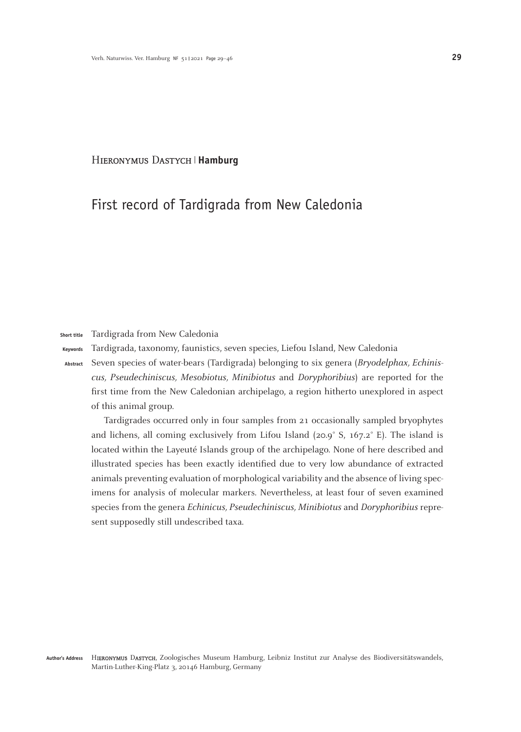Hieronymus Dastych | **Hamburg**

# First record of Tardigrada from New Caledonia

**Short title** Tardigrada from New Caledonia

**Keywords** Tardigrada, taxonomy, faunistics, seven species, Liefou Island, New Caledonia

**Abstract** Seven species of water-bears (Tardigrada) belonging to six genera (*Bryodelphax, Echiniscus, Pseudechiniscus, Mesobiotus, Minibiotus* and *Doryphoribius*) are reported for the first time from the New Caledonian archipelago, a region hitherto unexplored in aspect of this animal group.

Tardigrades occurred only in four samples from 21 occasionally sampled bryophytes and lichens, all coming exclusively from Lifou Island (20.9° S, 167.2° E). The island is located within the Layeuté Islands group of the archipelago. None of here described and illustrated species has been exactly identified due to very low abundance of extracted animals preventing evaluation of morphological variability and the absence of living specimens for analysis of molecular markers. Nevertheless, at least four of seven examined species from the genera *Echinicus, Pseudechiniscus, Minibiotus* and *Doryphoribius* represent supposedly still undescribed taxa.

**Author's Address** Hieronymus Dastych, Zoologisches Museum Hamburg, Leibniz Institut zur Analyse des Biodiversitätswandels, Martin-Luther-King-Platz 3, 20146 Hamburg, Germany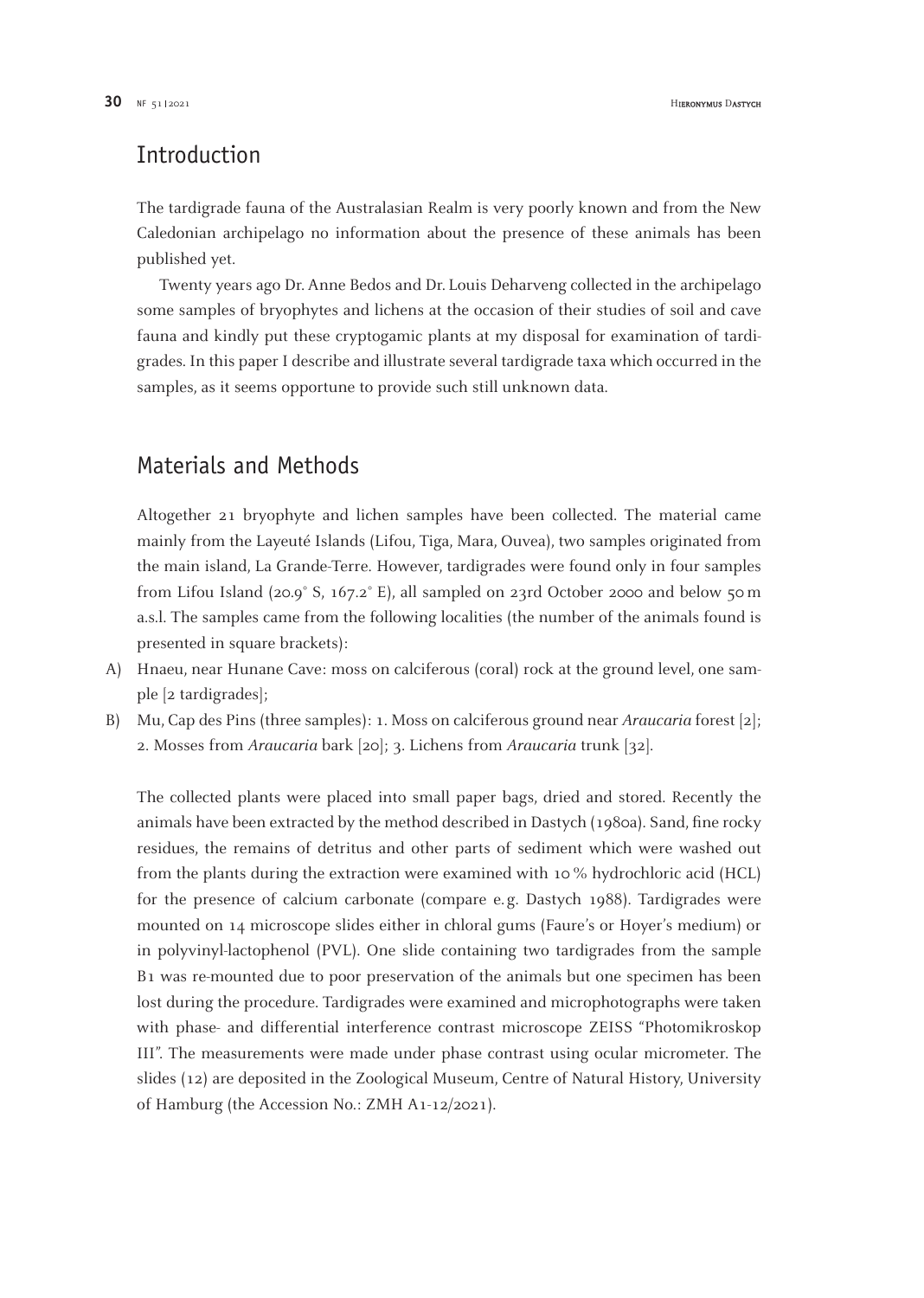## Introduction

The tardigrade fauna of the Australasian Realm is very poorly known and from the New Caledonian archipelago no information about the presence of these animals has been published yet.

Twenty years ago Dr. Anne Bedos and Dr. Louis Deharveng collected in the archipelago some samples of bryophytes and lichens at the occasion of their studies of soil and cave fauna and kindly put these cryptogamic plants at my disposal for examination of tardigrades. In this paper I describe and illustrate several tardigrade taxa which occurred in the samples, as it seems opportune to provide such still unknown data.

## Materials and Methods

Altogether 21 bryophyte and lichen samples have been collected. The material came mainly from the Layeuté Islands (Lifou, Tiga, Mara, Ouvea), two samples originated from the main island, La Grande-Terre. However, tardigrades were found only in four samples from Lifou Island (20.9° S, 167.2° E), all sampled on 23rd October 2000 and below 50 m a.s.l. The samples came from the following localities (the number of the animals found is presented in square brackets):

A) Hnaeu, near Hunane Cave: moss on calciferous (coral) rock at the ground level, one sample [2 tardigrades];
B) Mu, Cap des Pins (three samples): 1. Moss on calciferous ground near *Araucaria* forest [2]; 2. Mosses from *Araucaria* bark [20]; 3. Lichens from *Araucaria* trunk [32].

The collected plants were placed into small paper bags, dried and stored. Recently the animals have been extracted by the method described in Dastych (1980a). Sand, fine rocky residues, the remains of detritus and other parts of sediment which were washed out from the plants during the extraction were examined with 10 % hydrochloric acid (HCL) for the presence of calcium carbonate (compare e. g. Dastych 1988). Tardigrades were mounted on 14 microscope slides either in chloral gums (Faure's or Hoyer's medium) or in polyvinyl-lactophenol (PVL). One slide containing two tardigrades from the sample B1 was re-mounted due to poor preservation of the animals but one specimen has been lost during the procedure. Tardigrades were examined and microphotographs were taken with phase- and differential interference contrast microscope ZEISS "Photomikroskop III". The measurements were made under phase contrast using ocular micrometer. The slides (12) are deposited in the Zoological Museum, Centre of Natural History, University of Hamburg (the Accession No.: ZMH A1-12/2021).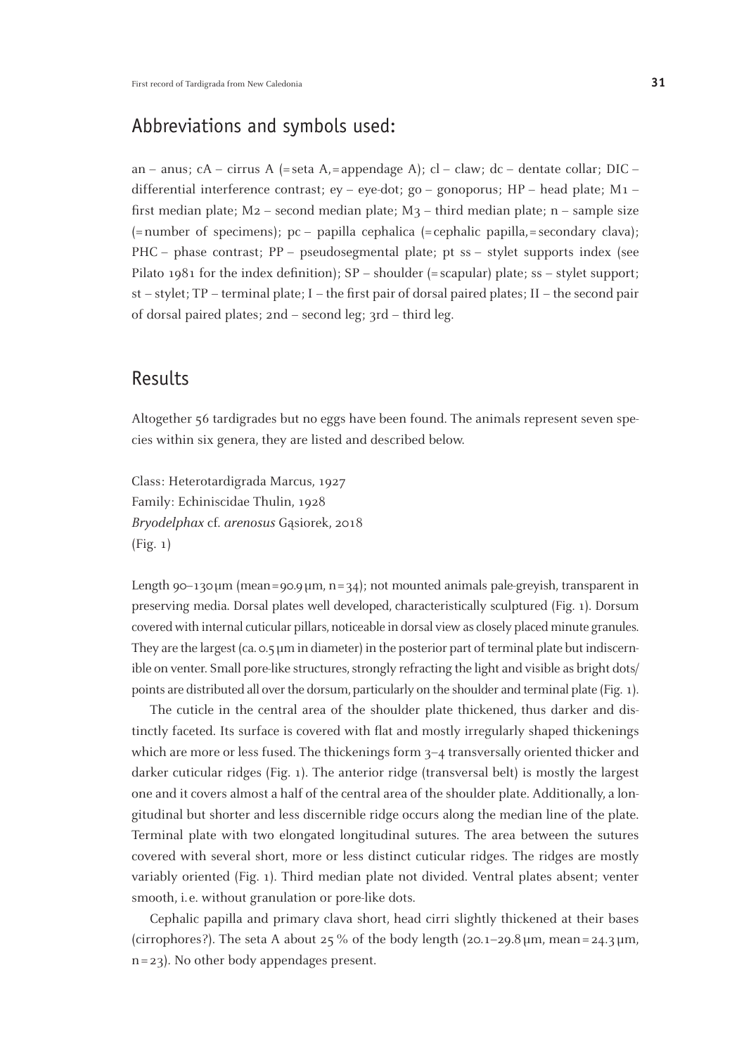## Abbreviations and symbols used:

an – anus; cA – cirrus A (= seta A, = appendage A); cl – claw; dc – dentate collar; DIC – differential interference contrast; ey – eye-dot; go – gonoporus; HP – head plate; M1 – first median plate; M2 – second median plate; M3 – third median plate; n – sample size (= number of specimens); pc – papilla cephalica (= cephalic papilla, = secondary clava); PHC – phase contrast; PP – pseudosegmental plate; pt ss – stylet supports index (see Pilato 1981 for the index definition); SP – shoulder (= scapular) plate; ss – stylet support; st – stylet; TP – terminal plate; I – the first pair of dorsal paired plates; II – the second pair of dorsal paired plates; 2nd – second leg; 3rd – third leg.

## Results

Altogether 56 tardigrades but no eggs have been found. The animals represent seven species within six genera, they are listed and described below.

Class: Heterotardigrada Marcus, 1927
Family: Echiniscidae Thulin, 1928
*Bryodelphax* cf. *arenosus* Gąsiorek, 2018
(Fig. 1)

Length 90–130 µm (mean = 90.9 µm, n = 34); not mounted animals pale-greyish, transparent in preserving media. Dorsal plates well developed, characteristically sculptured (Fig. 1). Dorsum covered with internal cuticular pillars, noticeable in dorsal view as closely placed minute granules. They are the largest (ca. 0.5 µm in diameter) in the posterior part of terminal plate but indiscernible on venter. Small pore-like structures, strongly refracting the light and visible as bright dots/points are distributed all over the dorsum, particularly on the shoulder and terminal plate (Fig. 1).

The cuticle in the central area of the shoulder plate thickened, thus darker and distinctly faceted. Its surface is covered with flat and mostly irregularly shaped thickenings which are more or less fused. The thickenings form 3–4 transversally oriented thicker and darker cuticular ridges (Fig. 1). The anterior ridge (transversal belt) is mostly the largest one and it covers almost a half of the central area of the shoulder plate. Additionally, a longitudinal but shorter and less discernible ridge occurs along the median line of the plate. Terminal plate with two elongated longitudinal sutures. The area between the sutures covered with several short, more or less distinct cuticular ridges. The ridges are mostly variably oriented (Fig. 1). Third median plate not divided. Ventral plates absent; venter smooth, i. e. without granulation or pore-like dots.

Cephalic papilla and primary clava short, head cirri slightly thickened at their bases (cirrophores?). The seta A about 25 % of the body length (20.1–29.8 µm, mean = 24.3 µm, n = 23). No other body appendages present.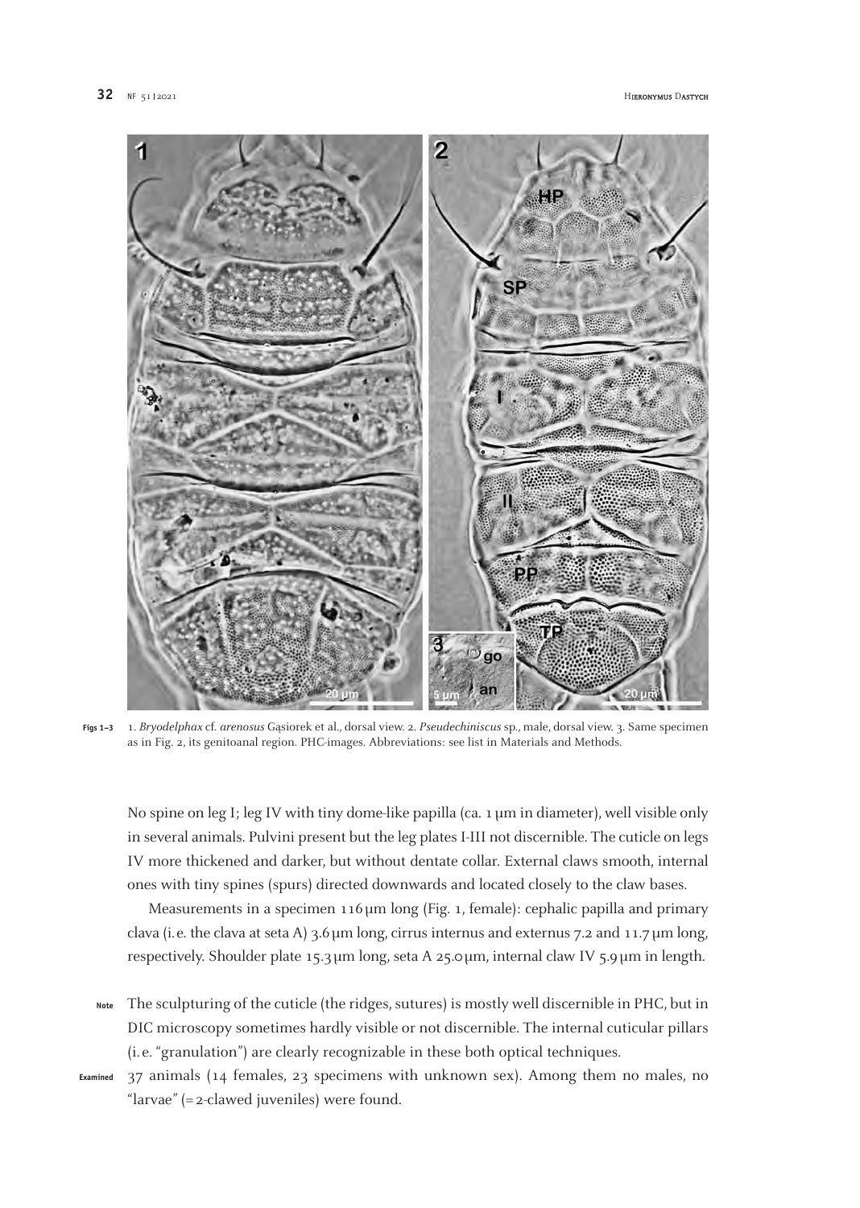Figs 1–3 1. *Bryodelphax* cf. *arenosus* Gąsiorek et al., dorsal view. 2. *Pseudechiniscus* sp., male, dorsal view. 3. Same specimen as in Fig. 2, its genitoanal region. PHC-images. Abbreviations: see list in Materials and Methods.

No spine on leg I; leg IV with tiny dome-like papilla (ca. 1 µm in diameter), well visible only in several animals. Pulvini present but the leg plates I-III not discernible. The cuticle on legs IV more thickened and darker, but without dentate collar. External claws smooth, internal ones with tiny spines (spurs) directed downwards and located closely to the claw bases.

Measurements in a specimen 116 µm long (Fig. 1, female): cephalic papilla and primary clava (i.e. the clava at seta A) 3.6 µm long, cirrus internus and externus 7.2 and 11.7 µm long, respectively. Shoulder plate 15.3 µm long, seta A 25.0 µm, internal claw IV 5.9 µm in length.

**Note** The sculpturing of the cuticle (the ridges, sutures) is mostly well discernible in PHC, but in DIC microscopy sometimes hardly visible or not discernible. The internal cuticular pillars (i.e. "granulation") are clearly recognizable in these both optical techniques.

**Examined** 37 animals (14 females, 23 specimens with unknown sex). Among them no males, no "larvae" (= 2-clawed juveniles) were found.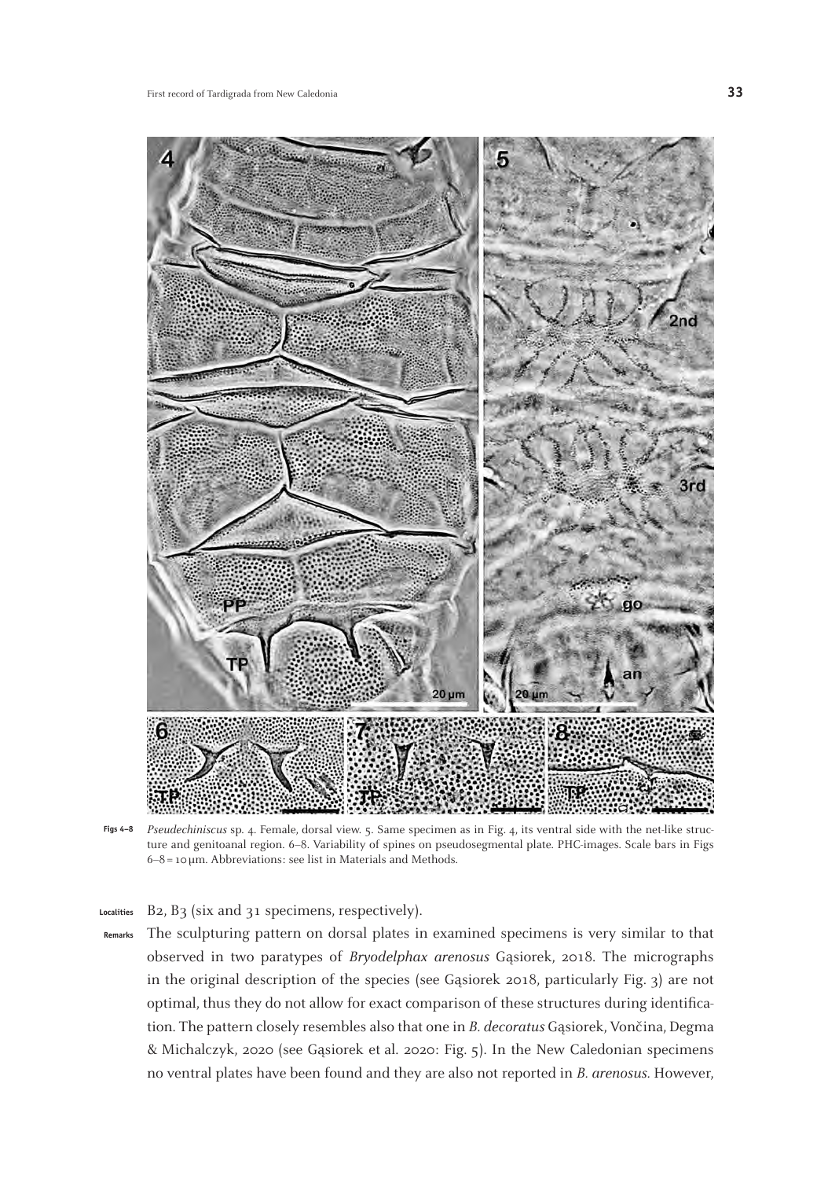**Figs 4–8** *Pseudechiniscus* sp. 4. Female, dorsal view. 5. Same specimen as in Fig. 4, its ventral side with the net-like structure and genitoanal region. 6–8. Variability of spines on pseudosegmental plate. PHC-images. Scale bars in Figs 6–8 = 10 µm. Abbreviations: see list in Materials and Methods.

**Localities** B2, B3 (six and 31 specimens, respectively).

**Remarks** The sculpturing pattern on dorsal plates in examined specimens is very similar to that observed in two paratypes of *Bryodelphax arenosus* Gąsiorek, 2018. The micrographs in the original description of the species (see Gąsiorek 2018, particularly Fig. 3) are not optimal, thus they do not allow for exact comparison of these structures during identification. The pattern closely resembles also that one in *B. decoratus* Gąsiorek, Vončina, Degma & Michalczyk, 2020 (see Gąsiorek et al. 2020: Fig. 5). In the New Caledonian specimens no ventral plates have been found and they are also not reported in *B. arenosus*. However,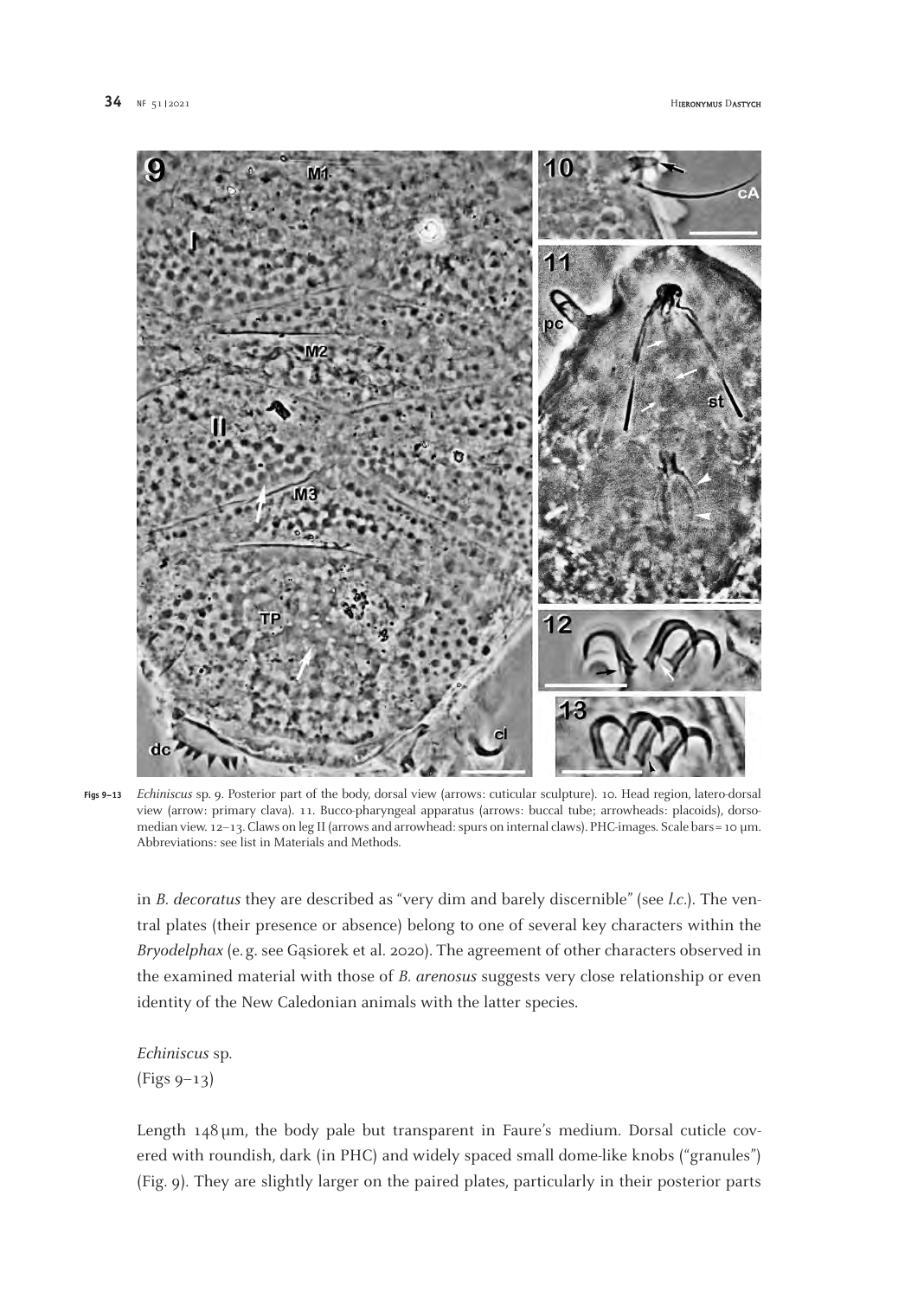**Figs 9–13** *Echiniscus* sp. 9. Posterior part of the body, dorsal view (arrows: cuticular sculpture). 10. Head region, latero-dorsal view (arrow: primary clava). 11. Bucco-pharyngeal apparatus (arrows: buccal tube; arrowheads: placoids), dorso-median view. 12–13. Claws on leg II (arrows and arrowhead: spurs on internal claws). PHC-images. Scale bars = 10 µm. Abbreviations: see list in Materials and Methods.

in *B. decoratus* they are described as "very dim and barely discernible" (see *l.c.*). The ventral plates (their presence or absence) belong to one of several key characters within the *Bryodelphax* (e. g. see Gąsiorek et al. 2020). The agreement of other characters observed in the examined material with those of *B. arenosus* suggests very close relationship or even identity of the New Caledonian animals with the latter species.

*Echiniscus* sp.
(Figs 9–13)

Length 148 µm, the body pale but transparent in Faure's medium. Dorsal cuticle covered with roundish, dark (in PHC) and widely spaced small dome-like knobs ("granules") (Fig. 9). They are slightly larger on the paired plates, particularly in their posterior parts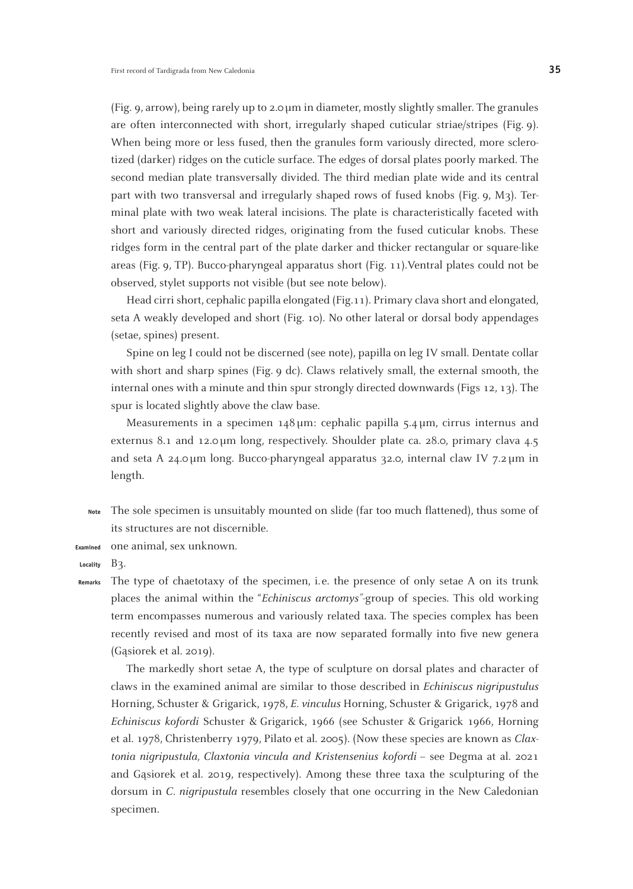(Fig. 9, arrow), being rarely up to 2.0 µm in diameter, mostly slightly smaller. The granules are often interconnected with short, irregularly shaped cuticular striae/stripes (Fig. 9). When being more or less fused, then the granules form variously directed, more sclerotized (darker) ridges on the cuticle surface. The edges of dorsal plates poorly marked. The second median plate transversally divided. The third median plate wide and its central part with two transversal and irregularly shaped rows of fused knobs (Fig. 9, M3). Terminal plate with two weak lateral incisions. The plate is characteristically faceted with short and variously directed ridges, originating from the fused cuticular knobs. These ridges form in the central part of the plate darker and thicker rectangular or square-like areas (Fig. 9, TP). Bucco-pharyngeal apparatus short (Fig. 11).Ventral plates could not be observed, stylet supports not visible (but see note below).

Head cirri short, cephalic papilla elongated (Fig.11). Primary clava short and elongated, seta A weakly developed and short (Fig. 10). No other lateral or dorsal body appendages (setae, spines) present.

Spine on leg I could not be discerned (see note), papilla on leg IV small. Dentate collar with short and sharp spines (Fig. 9 dc). Claws relatively small, the external smooth, the internal ones with a minute and thin spur strongly directed downwards (Figs 12, 13). The spur is located slightly above the claw base.

Measurements in a specimen 148 µm: cephalic papilla 5.4 µm, cirrus internus and externus 8.1 and 12.0 µm long, respectively. Shoulder plate ca. 28.0, primary clava 4.5 and seta A 24.0 µm long. Bucco-pharyngeal apparatus 32.0, internal claw IV 7.2 µm in length.

**Note** The sole specimen is unsuitably mounted on slide (far too much flattened), thus some of its structures are not discernible.

**Examined** one animal, sex unknown.

**Locality** B3.

**Remarks** The type of chaetotaxy of the specimen, i.e. the presence of only setae A on its trunk places the animal within the "*Echiniscus arctomys*"-group of species. This old working term encompasses numerous and variously related taxa. The species complex has been recently revised and most of its taxa are now separated formally into five new genera (Gąsiorek et al. 2019).

The markedly short setae A, the type of sculpture on dorsal plates and character of claws in the examined animal are similar to those described in *Echiniscus nigripustulus* Horning, Schuster & Grigarick, 1978, *E. vinculus* Horning, Schuster & Grigarick, 1978 and *Echiniscus kofordi* Schuster & Grigarick, 1966 (see Schuster & Grigarick 1966, Horning et al. 1978, Christenberry 1979, Pilato et al. 2005). (Now these species are known as *Claxtonia nigripustula, Claxtonia vincula and Kristensenius kofordi* – see Degma at al. 2021 and Gąsiorek et al. 2019, respectively). Among these three taxa the sculpturing of the dorsum in *C. nigripustula* resembles closely that one occurring in the New Caledonian specimen.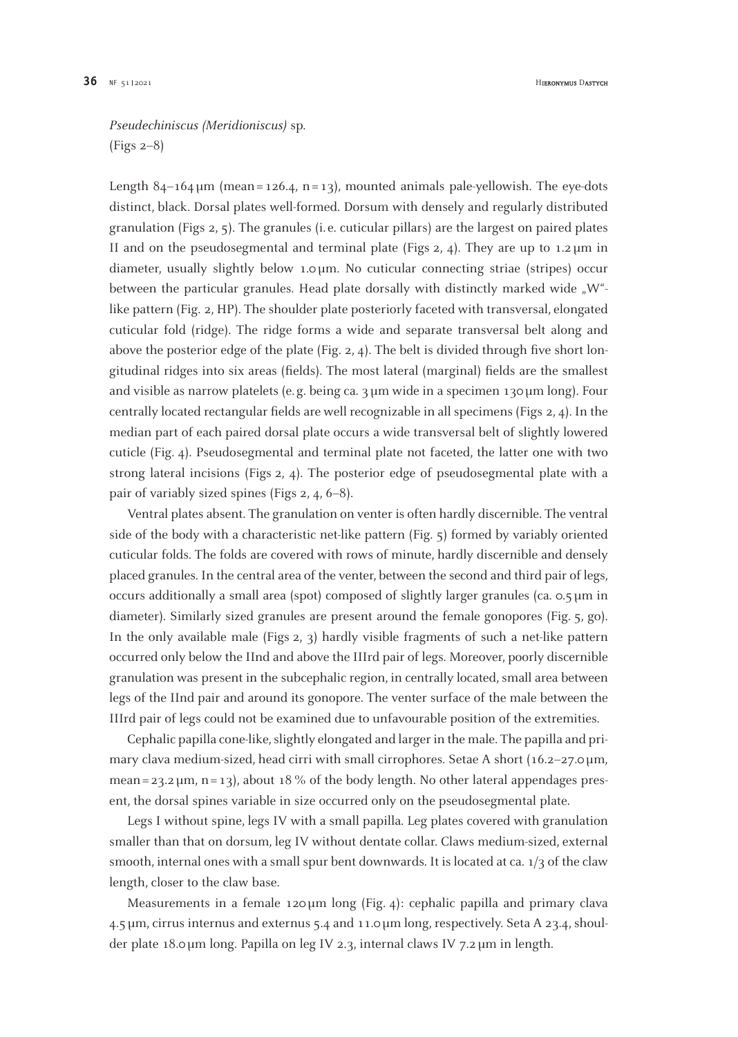*Pseudechiniscus (Meridioniscus)* sp.
(Figs 2–8)

Length 84–164 µm (mean = 126.4, n = 13), mounted animals pale-yellowish. The eye-dots distinct, black. Dorsal plates well-formed. Dorsum with densely and regularly distributed granulation (Figs 2, 5). The granules (i. e. cuticular pillars) are the largest on paired plates II and on the pseudosegmental and terminal plate (Figs 2, 4). They are up to 1.2 µm in diameter, usually slightly below 1.0 µm. No cuticular connecting striae (stripes) occur between the particular granules. Head plate dorsally with distinctly marked wide „W"-like pattern (Fig. 2, HP). The shoulder plate posteriorly faceted with transversal, elongated cuticular fold (ridge). The ridge forms a wide and separate transversal belt along and above the posterior edge of the plate (Fig. 2, 4). The belt is divided through five short longitudinal ridges into six areas (fields). The most lateral (marginal) fields are the smallest and visible as narrow platelets (e. g. being ca. 3 µm wide in a specimen 130 µm long). Four centrally located rectangular fields are well recognizable in all specimens (Figs 2, 4). In the median part of each paired dorsal plate occurs a wide transversal belt of slightly lowered cuticle (Fig. 4). Pseudosegmental and terminal plate not faceted, the latter one with two strong lateral incisions (Figs 2, 4). The posterior edge of pseudosegmental plate with a pair of variably sized spines (Figs 2, 4, 6–8).

Ventral plates absent. The granulation on venter is often hardly discernible. The ventral side of the body with a characteristic net-like pattern (Fig. 5) formed by variably oriented cuticular folds. The folds are covered with rows of minute, hardly discernible and densely placed granules. In the central area of the venter, between the second and third pair of legs, occurs additionally a small area (spot) composed of slightly larger granules (ca. 0.5 µm in diameter). Similarly sized granules are present around the female gonopores (Fig. 5, go). In the only available male (Figs 2, 3) hardly visible fragments of such a net-like pattern occurred only below the IInd and above the IIIrd pair of legs. Moreover, poorly discernible granulation was present in the subcephalic region, in centrally located, small area between legs of the IInd pair and around its gonopore. The venter surface of the male between the IIIrd pair of legs could not be examined due to unfavourable position of the extremities.

Cephalic papilla cone-like, slightly elongated and larger in the male. The papilla and primary clava medium-sized, head cirri with small cirrophores. Setae A short (16.2–27.0 µm, mean = 23.2 µm, n = 13), about 18 % of the body length. No other lateral appendages present, the dorsal spines variable in size occurred only on the pseudosegmental plate.

Legs I without spine, legs IV with a small papilla. Leg plates covered with granulation smaller than that on dorsum, leg IV without dentate collar. Claws medium-sized, external smooth, internal ones with a small spur bent downwards. It is located at ca. 1/3 of the claw length, closer to the claw base.

Measurements in a female 120 µm long (Fig. 4): cephalic papilla and primary clava 4.5 µm, cirrus internus and externus 5.4 and 11.0 µm long, respectively. Seta A 23.4, shoulder plate 18.0 µm long. Papilla on leg IV 2.3, internal claws IV 7.2 µm in length.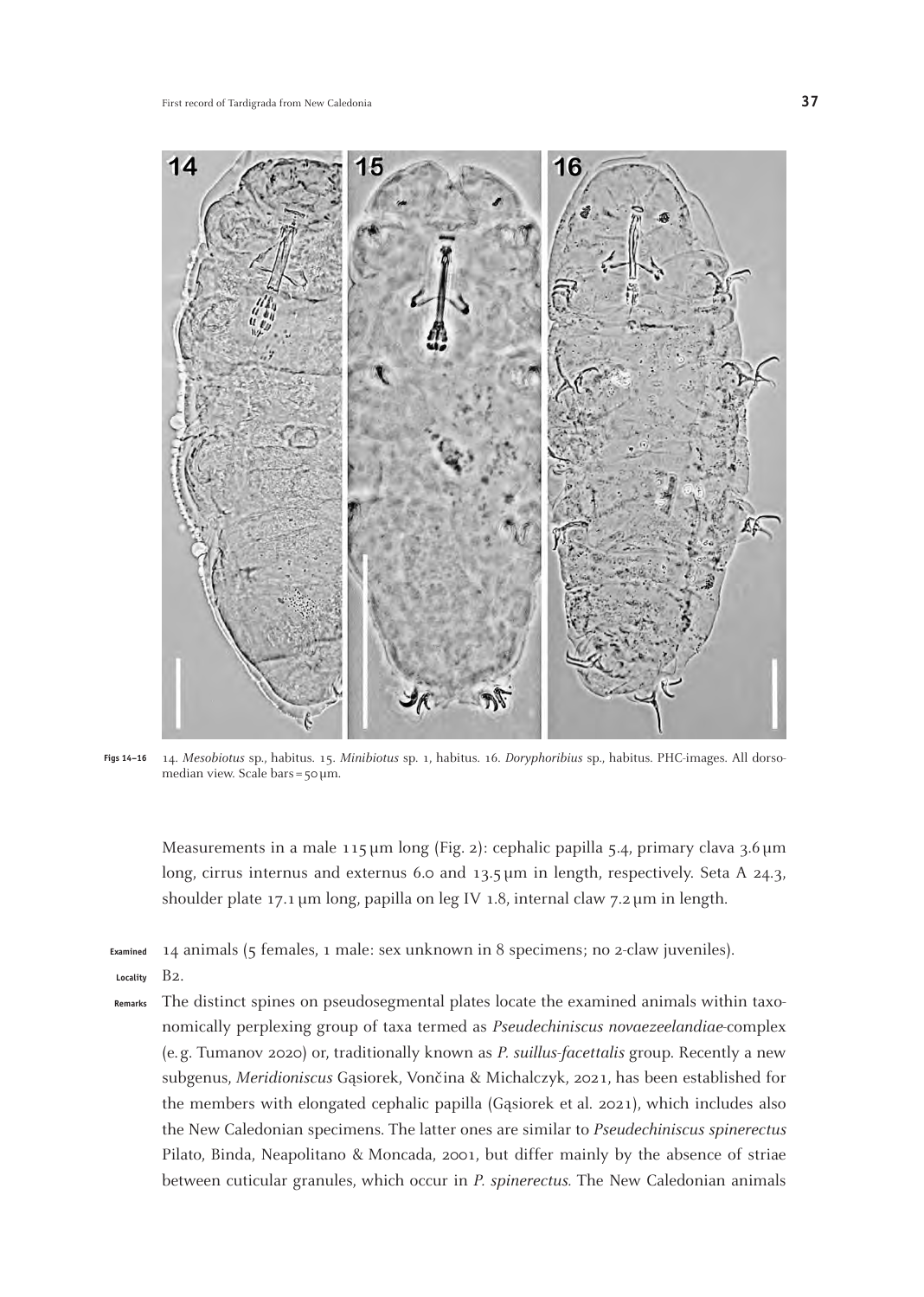Figs 14–16 14. *Mesobiotus* sp., habitus. 15. *Minibiotus* sp. 1, habitus. 16. *Doryphoribius* sp., habitus. PHC-images. All dorso-median view. Scale bars = 50 µm.

Measurements in a male 115 µm long (Fig. 2): cephalic papilla 5.4, primary clava 3.6 µm long, cirrus internus and externus 6.0 and 13.5 µm in length, respectively. Seta A 24.3, shoulder plate 17.1 µm long, papilla on leg IV 1.8, internal claw 7.2 µm in length.

**Examined** 14 animals (5 females, 1 male: sex unknown in 8 specimens; no 2-claw juveniles).

**Locality** B2.

**Remarks** The distinct spines on pseudosegmental plates locate the examined animals within taxonomically perplexing group of taxa termed as *Pseudechiniscus novaezeelandiae*-complex (e.g. Tumanov 2020) or, traditionally known as *P. suillus-facettalis* group. Recently a new subgenus, *Meridioniscus* Gąsiorek, Vončina & Michalczyk, 2021, has been established for the members with elongated cephalic papilla (Gąsiorek et al. 2021), which includes also the New Caledonian specimens. The latter ones are similar to *Pseudechiniscus spinerectus* Pilato, Binda, Neapolitano & Moncada, 2001, but differ mainly by the absence of striae between cuticular granules, which occur in *P. spinerectus*. The New Caledonian animals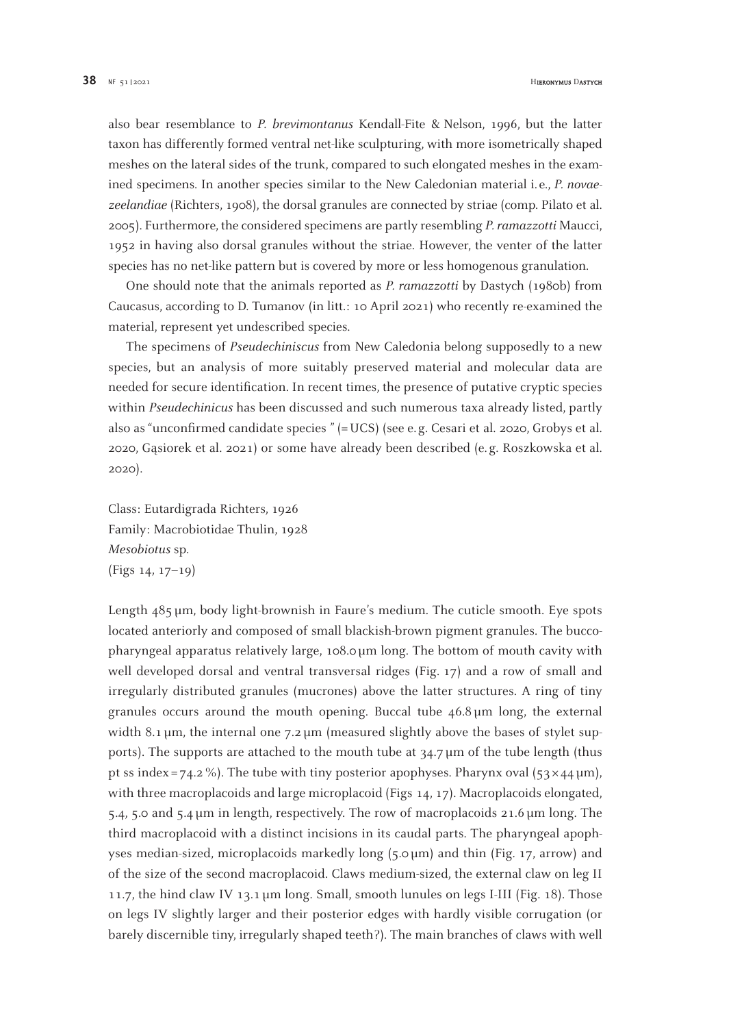also bear resemblance to *P. brevimontanus* Kendall-Fite & Nelson, 1996, but the latter taxon has differently formed ventral net-like sculpturing, with more isometrically shaped meshes on the lateral sides of the trunk, compared to such elongated meshes in the examined specimens. In another species similar to the New Caledonian material i. e., *P. novaezeelandiae* (Richters, 1908), the dorsal granules are connected by striae (comp. Pilato et al. 2005). Furthermore, the considered specimens are partly resembling *P. ramazzotti* Maucci, 1952 in having also dorsal granules without the striae. However, the venter of the latter species has no net-like pattern but is covered by more or less homogenous granulation.

One should note that the animals reported as *P. ramazzotti* by Dastych (1980b) from Caucasus, according to D. Tumanov (in litt.: 10 April 2021) who recently re-examined the material, represent yet undescribed species.

The specimens of *Pseudechiniscus* from New Caledonia belong supposedly to a new species, but an analysis of more suitably preserved material and molecular data are needed for secure identification. In recent times, the presence of putative cryptic species within *Pseudechinicus* has been discussed and such numerous taxa already listed, partly also as "unconfirmed candidate species " (= UCS) (see e. g. Cesari et al. 2020, Grobys et al. 2020, Gąsiorek et al. 2021) or some have already been described (e. g. Roszkowska et al. 2020).

Class: Eutardigrada Richters, 1926
Family: Macrobiotidae Thulin, 1928
*Mesobiotus* sp.
(Figs 14, 17–19)

Length 485 µm, body light-brownish in Faure's medium. The cuticle smooth. Eye spots located anteriorly and composed of small blackish-brown pigment granules. The buccopharyngeal apparatus relatively large, 108.0 µm long. The bottom of mouth cavity with well developed dorsal and ventral transversal ridges (Fig. 17) and a row of small and irregularly distributed granules (mucrones) above the latter structures. A ring of tiny granules occurs around the mouth opening. Buccal tube 46.8 µm long, the external width 8.1 µm, the internal one 7.2 µm (measured slightly above the bases of stylet supports). The supports are attached to the mouth tube at 34.7 µm of the tube length (thus pt ss index = 74.2 %). The tube with tiny posterior apophyses. Pharynx oval (53 × 44 µm), with three macroplacoids and large microplacoid (Figs 14, 17). Macroplacoids elongated, 5.4, 5.0 and 5.4 µm in length, respectively. The row of macroplacoids 21.6 µm long. The third macroplacoid with a distinct incisions in its caudal parts. The pharyngeal apophyses median-sized, microplacoids markedly long (5.0 µm) and thin (Fig. 17, arrow) and of the size of the second macroplacoid. Claws medium-sized, the external claw on leg II 11.7, the hind claw IV 13.1 µm long. Small, smooth lunules on legs I-III (Fig. 18). Those on legs IV slightly larger and their posterior edges with hardly visible corrugation (or barely discernible tiny, irregularly shaped teeth?). The main branches of claws with well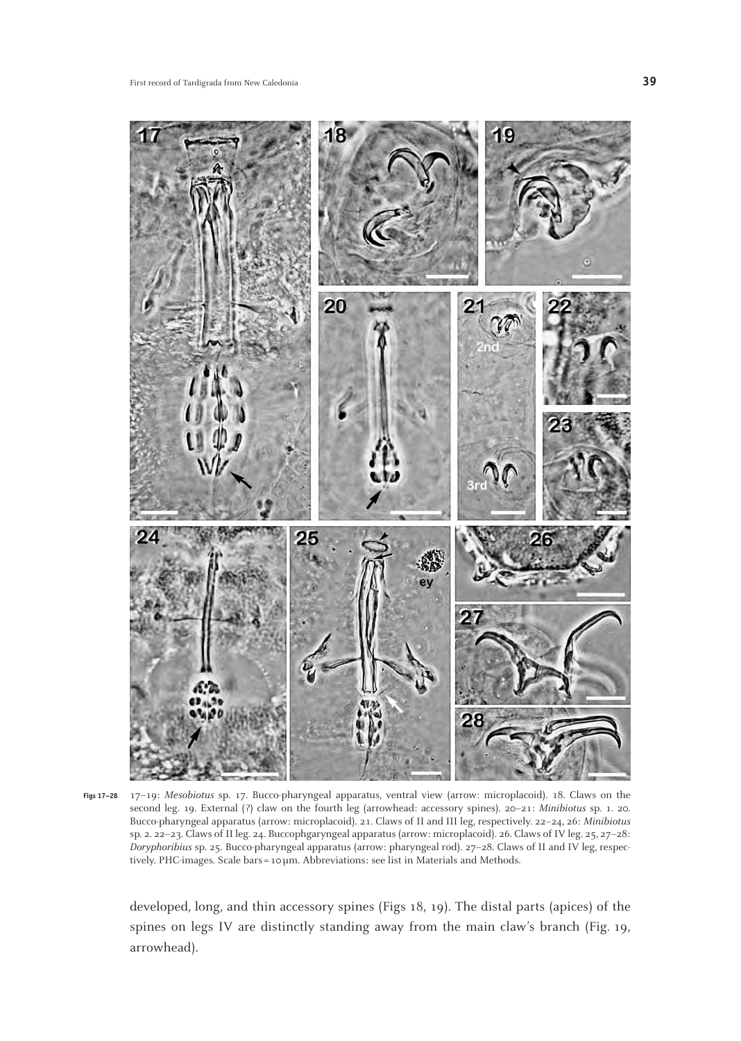Figs 17–28 17–19: *Mesobiotus* sp. 17. Bucco-pharyngeal apparatus, ventral view (arrow: microplacoid). 18. Claws on the second leg. 19. External (?) claw on the fourth leg (arrowhead: accessory spines). 20–21: *Minibiotus* sp. 1. 20. Bucco-pharyngeal apparatus (arrow: microplacoid). 21. Claws of II and III leg, respectively. 22–24, 26: *Minibiotus* sp. 2. 22–23. Claws of II leg. 24. Buccophgaryngeal apparatus (arrow: microplacoid). 26. Claws of IV leg. 25, 27–28: *Doryphoribius* sp. 25. Bucco-pharyngeal apparatus (arrow: pharyngeal rod). 27–28. Claws of II and IV leg, respectively. PHC-images. Scale bars = 10 μm. Abbreviations: see list in Materials and Methods.

developed, long, and thin accessory spines (Figs 18, 19). The distal parts (apices) of the spines on legs IV are distinctly standing away from the main claw's branch (Fig. 19, arrowhead).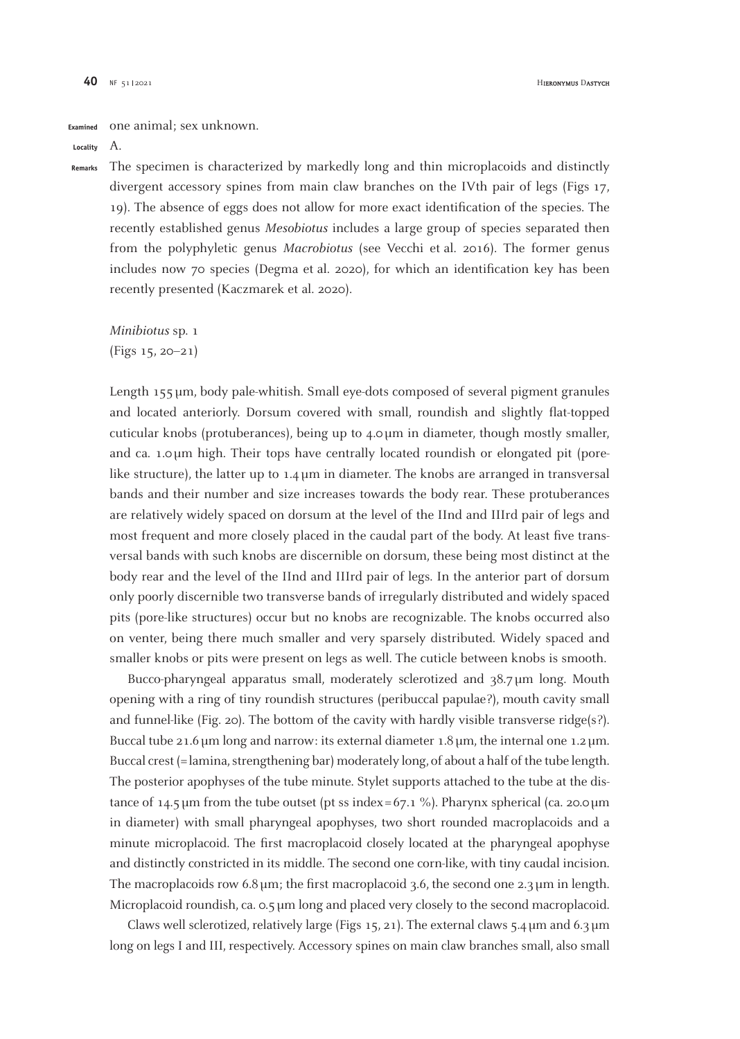**Examined** one animal; sex unknown.

**Locality** A.

**Remarks** The specimen is characterized by markedly long and thin microplacoids and distinctly divergent accessory spines from main claw branches on the IVth pair of legs (Figs 17, 19). The absence of eggs does not allow for more exact identification of the species. The recently established genus *Mesobiotus* includes a large group of species separated then from the polyphyletic genus *Macrobiotus* (see Vecchi et al. 2016). The former genus includes now 70 species (Degma et al. 2020), for which an identification key has been recently presented (Kaczmarek et al. 2020).

*Minibiotus* sp. 1
(Figs 15, 20–21)

Length 155 µm, body pale-whitish. Small eye-dots composed of several pigment granules and located anteriorly. Dorsum covered with small, roundish and slightly flat-topped cuticular knobs (protuberances), being up to 4.0 µm in diameter, though mostly smaller, and ca. 1.0 µm high. Their tops have centrally located roundish or elongated pit (pore-like structure), the latter up to 1.4 µm in diameter. The knobs are arranged in transversal bands and their number and size increases towards the body rear. These protuberances are relatively widely spaced on dorsum at the level of the IInd and IIIrd pair of legs and most frequent and more closely placed in the caudal part of the body. At least five transversal bands with such knobs are discernible on dorsum, these being most distinct at the body rear and the level of the IInd and IIIrd pair of legs. In the anterior part of dorsum only poorly discernible two transverse bands of irregularly distributed and widely spaced pits (pore-like structures) occur but no knobs are recognizable. The knobs occurred also on venter, being there much smaller and very sparsely distributed. Widely spaced and smaller knobs or pits were present on legs as well. The cuticle between knobs is smooth.

Bucco-pharyngeal apparatus small, moderately sclerotized and 38.7 µm long. Mouth opening with a ring of tiny roundish structures (peribuccal papulae?), mouth cavity small and funnel-like (Fig. 20). The bottom of the cavity with hardly visible transverse ridge(s?). Buccal tube 21.6 µm long and narrow: its external diameter 1.8 µm, the internal one 1.2 µm. Buccal crest (= lamina, strengthening bar) moderately long, of about a half of the tube length. The posterior apophyses of the tube minute. Stylet supports attached to the tube at the distance of 14.5 µm from the tube outset (pt ss index = 67.1 %). Pharynx spherical (ca. 20.0 µm in diameter) with small pharyngeal apophyses, two short rounded macroplacoids and a minute microplacoid. The first macroplacoid closely located at the pharyngeal apophyse and distinctly constricted in its middle. The second one corn-like, with tiny caudal incision. The macroplacoids row 6.8 µm; the first macroplacoid 3.6, the second one 2.3 µm in length. Microplacoid roundish, ca. 0.5 µm long and placed very closely to the second macroplacoid.

Claws well sclerotized, relatively large (Figs 15, 21). The external claws 5.4 µm and 6.3 µm long on legs I and III, respectively. Accessory spines on main claw branches small, also small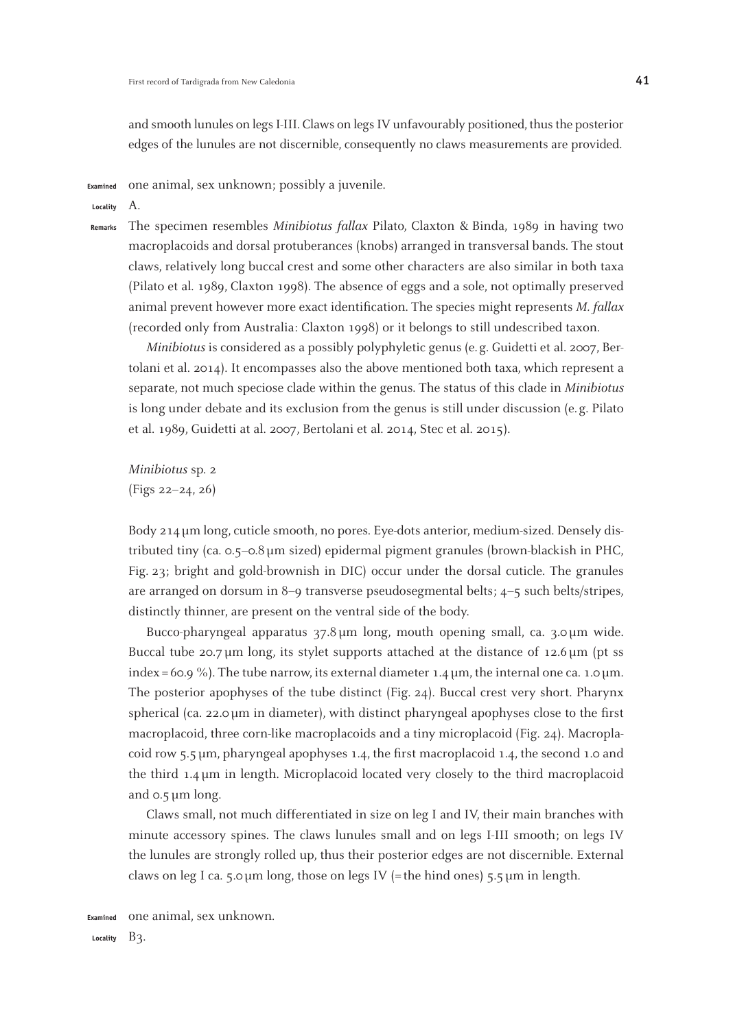and smooth lunules on legs I-III. Claws on legs IV unfavourably positioned, thus the posterior edges of the lunules are not discernible, consequently no claws measurements are provided.

**Examined** one animal, sex unknown; possibly a juvenile.

**Locality** A.

**Remarks** The specimen resembles *Minibiotus fallax* Pilato, Claxton & Binda, 1989 in having two macroplacoids and dorsal protuberances (knobs) arranged in transversal bands. The stout claws, relatively long buccal crest and some other characters are also similar in both taxa (Pilato et al. 1989, Claxton 1998). The absence of eggs and a sole, not optimally preserved animal prevent however more exact identification. The species might represents *M. fallax* (recorded only from Australia: Claxton 1998) or it belongs to still undescribed taxon.

*Minibiotus* is considered as a possibly polyphyletic genus (e.g. Guidetti et al. 2007, Bertolani et al. 2014). It encompasses also the above mentioned both taxa, which represent a separate, not much speciose clade within the genus. The status of this clade in *Minibiotus* is long under debate and its exclusion from the genus is still under discussion (e.g. Pilato et al. 1989, Guidetti at al. 2007, Bertolani et al. 2014, Stec et al. 2015).

*Minibiotus* sp. 2
(Figs 22–24, 26)

Body 214 µm long, cuticle smooth, no pores. Eye-dots anterior, medium-sized. Densely distributed tiny (ca. 0.5–0.8 µm sized) epidermal pigment granules (brown-blackish in PHC, Fig. 23; bright and gold-brownish in DIC) occur under the dorsal cuticle. The granules are arranged on dorsum in 8–9 transverse pseudosegmental belts; 4–5 such belts/stripes, distinctly thinner, are present on the ventral side of the body.

Bucco-pharyngeal apparatus 37.8 µm long, mouth opening small, ca. 3.0 µm wide. Buccal tube 20.7 µm long, its stylet supports attached at the distance of 12.6 µm (pt ss index = 60.9 %). The tube narrow, its external diameter 1.4 µm, the internal one ca. 1.0 µm. The posterior apophyses of the tube distinct (Fig. 24). Buccal crest very short. Pharynx spherical (ca. 22.0 µm in diameter), with distinct pharyngeal apophyses close to the first macroplacoid, three corn-like macroplacoids and a tiny microplacoid (Fig. 24). Macroplacoid row 5.5 µm, pharyngeal apophyses 1.4, the first macroplacoid 1.4, the second 1.0 and the third 1.4 µm in length. Microplacoid located very closely to the third macroplacoid and 0.5 µm long.

Claws small, not much differentiated in size on leg I and IV, their main branches with minute accessory spines. The claws lunules small and on legs I-III smooth; on legs IV the lunules are strongly rolled up, thus their posterior edges are not discernible. External claws on leg I ca. 5.0 µm long, those on legs IV (= the hind ones) 5.5 µm in length.

**Examined** one animal, sex unknown.

**Locality** B3.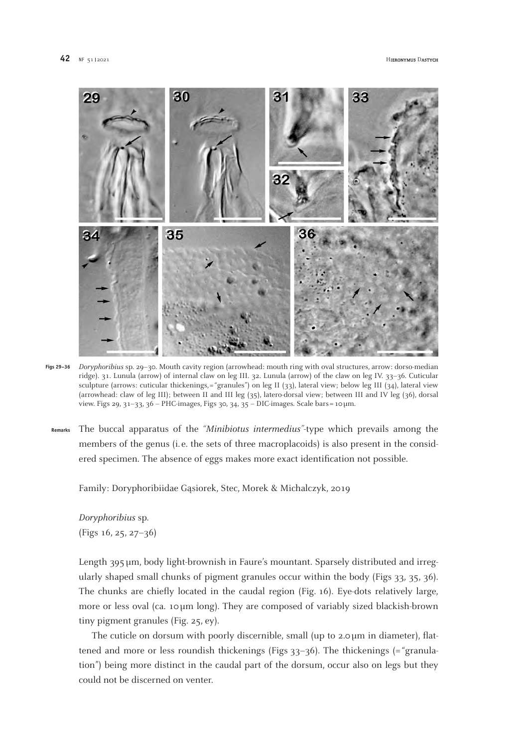**Figs 29–36** *Doryphoribius* sp. 29–30. Mouth cavity region (arrowhead: mouth ring with oval structures, arrow: dorso-median ridge). 31. Lunula (arrow) of internal claw on leg III. 32. Lunula (arrow) of the claw on leg IV. 33–36. Cuticular sculpture (arrows: cuticular thickenings, = "granules") on leg II (33), lateral view; below leg III (34), lateral view (arrowhead: claw of leg III); between II and III leg (35), latero-dorsal view; between III and IV leg (36), dorsal view. Figs 29, 31–33, 36 – PHC-images, Figs 30, 34, 35 – DIC-images. Scale bars = 10 µm.

**Remarks** The buccal apparatus of the *"Minibiotus intermedius"*-type which prevails among the members of the genus (i.e. the sets of three macroplacoids) is also present in the considered specimen. The absence of eggs makes more exact identification not possible.

Family: Doryphoribiidae Gąsiorek, Stec, Morek & Michalczyk, 2019

*Doryphoribius* sp.
(Figs 16, 25, 27–36)

Length 395 µm, body light-brownish in Faure's mountant. Sparsely distributed and irregularly shaped small chunks of pigment granules occur within the body (Figs 33, 35, 36). The chunks are chiefly located in the caudal region (Fig. 16). Eye-dots relatively large, more or less oval (ca. 10 µm long). They are composed of variably sized blackish-brown tiny pigment granules (Fig. 25, ey).

The cuticle on dorsum with poorly discernible, small (up to 2.0 µm in diameter), flattened and more or less roundish thickenings (Figs 33–36). The thickenings (= "granulation") being more distinct in the caudal part of the dorsum, occur also on legs but they could not be discerned on venter.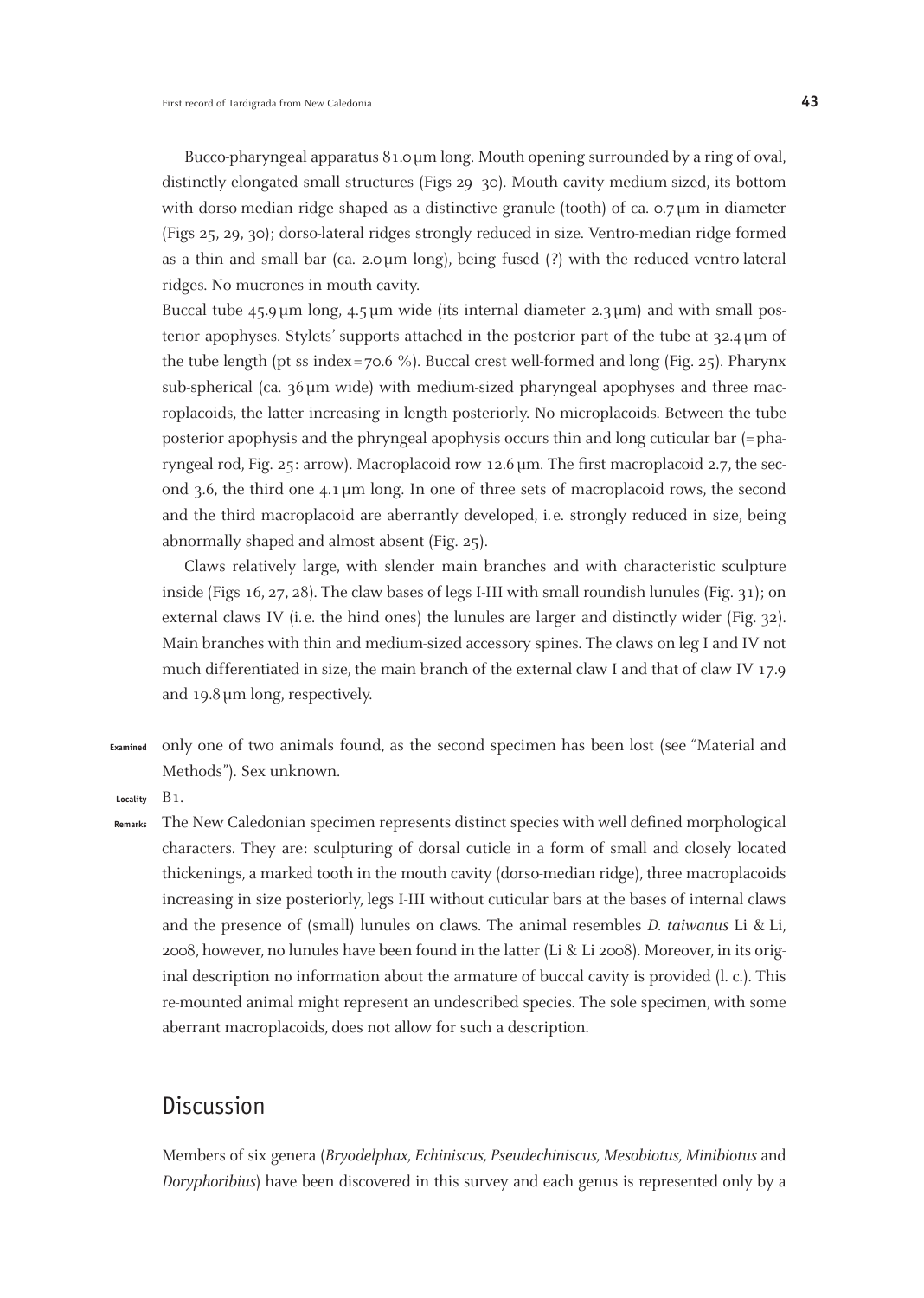Bucco-pharyngeal apparatus 81.0 µm long. Mouth opening surrounded by a ring of oval, distinctly elongated small structures (Figs 29–30). Mouth cavity medium-sized, its bottom with dorso-median ridge shaped as a distinctive granule (tooth) of ca. 0.7 µm in diameter (Figs 25, 29, 30); dorso-lateral ridges strongly reduced in size. Ventro-median ridge formed as a thin and small bar (ca. 2.0 µm long), being fused (?) with the reduced ventro-lateral ridges. No mucrones in mouth cavity.

Buccal tube 45.9 µm long, 4.5 µm wide (its internal diameter 2.3 µm) and with small posterior apophyses. Stylets' supports attached in the posterior part of the tube at 32.4 µm of the tube length (pt ss index = 70.6 %). Buccal crest well-formed and long (Fig. 25). Pharynx sub-spherical (ca. 36 µm wide) with medium-sized pharyngeal apophyses and three macroplacoids, the latter increasing in length posteriorly. No microplacoids. Between the tube posterior apophysis and the phryngeal apophysis occurs thin and long cuticular bar (= pharyngeal rod, Fig. 25: arrow). Macroplacoid row 12.6 µm. The first macroplacoid 2.7, the second 3.6, the third one 4.1 µm long. In one of three sets of macroplacoid rows, the second and the third macroplacoid are aberrantly developed, i. e. strongly reduced in size, being abnormally shaped and almost absent (Fig. 25).

Claws relatively large, with slender main branches and with characteristic sculpture inside (Figs 16, 27, 28). The claw bases of legs I-III with small roundish lunules (Fig. 31); on external claws IV (i. e. the hind ones) the lunules are larger and distinctly wider (Fig. 32). Main branches with thin and medium-sized accessory spines. The claws on leg I and IV not much differentiated in size, the main branch of the external claw I and that of claw IV 17.9 and 19.8 µm long, respectively.

**Examined** only one of two animals found, as the second specimen has been lost (see "Material and Methods"). Sex unknown.

**Locality** B1.

**Remarks** The New Caledonian specimen represents distinct species with well defined morphological characters. They are: sculpturing of dorsal cuticle in a form of small and closely located thickenings, a marked tooth in the mouth cavity (dorso-median ridge), three macroplacoids increasing in size posteriorly, legs I-III without cuticular bars at the bases of internal claws and the presence of (small) lunules on claws. The animal resembles *D. taiwanus* Li & Li, 2008, however, no lunules have been found in the latter (Li & Li 2008). Moreover, in its original description no information about the armature of buccal cavity is provided (l. c.). This re-mounted animal might represent an undescribed species. The sole specimen, with some aberrant macroplacoids, does not allow for such a description.

## Discussion

Members of six genera (*Bryodelphax, Echiniscus, Pseudechiniscus, Mesobiotus, Minibiotus* and *Doryphoribius*) have been discovered in this survey and each genus is represented only by a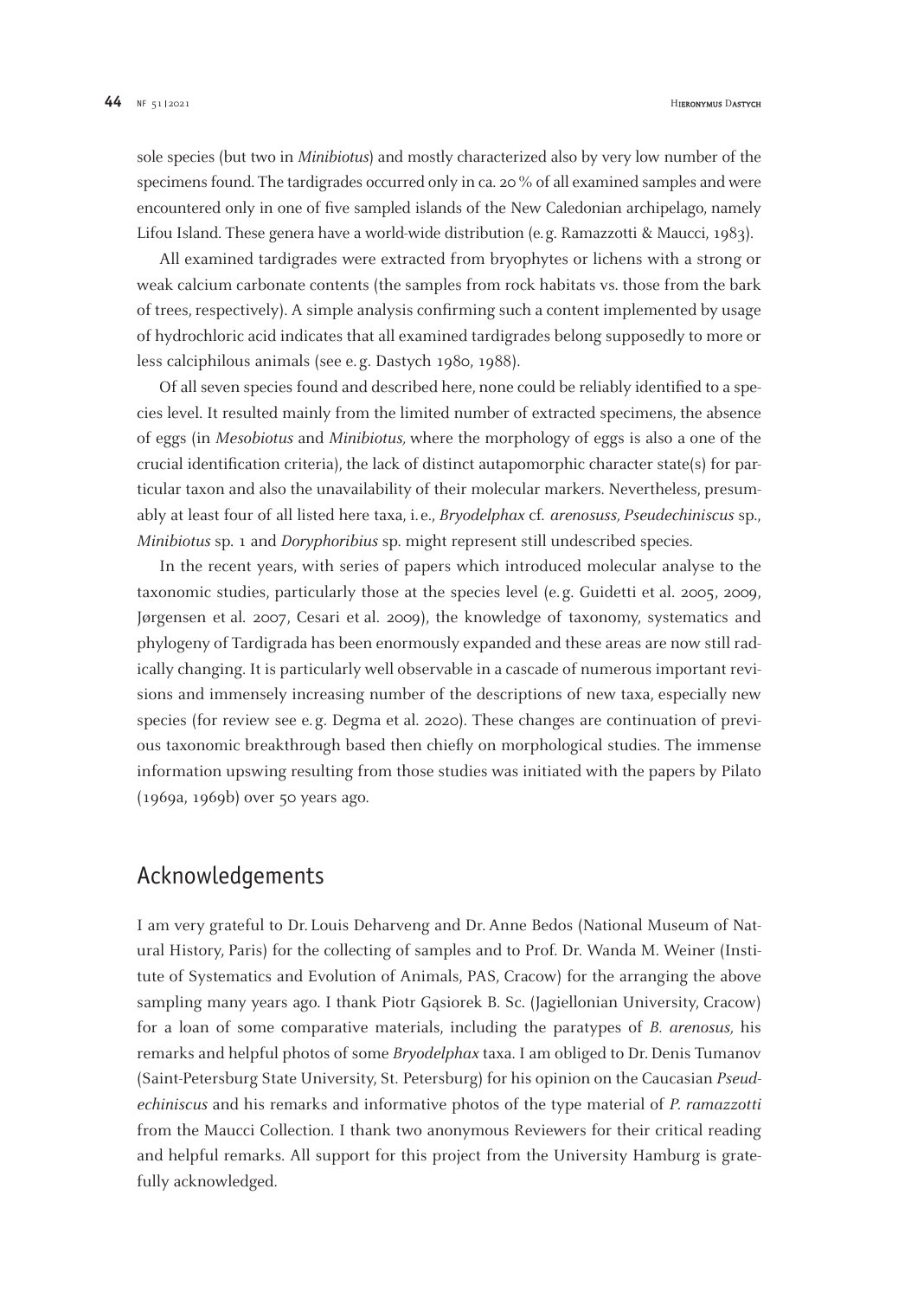sole species (but two in *Minibiotus*) and mostly characterized also by very low number of the specimens found. The tardigrades occurred only in ca. 20 % of all examined samples and were encountered only in one of five sampled islands of the New Caledonian archipelago, namely Lifou Island. These genera have a world-wide distribution (e. g. Ramazzotti & Maucci, 1983).

All examined tardigrades were extracted from bryophytes or lichens with a strong or weak calcium carbonate contents (the samples from rock habitats vs. those from the bark of trees, respectively). A simple analysis confirming such a content implemented by usage of hydrochloric acid indicates that all examined tardigrades belong supposedly to more or less calciphilous animals (see e. g. Dastych 1980, 1988).

Of all seven species found and described here, none could be reliably identified to a species level. It resulted mainly from the limited number of extracted specimens, the absence of eggs (in *Mesobiotus* and *Minibiotus,* where the morphology of eggs is also a one of the crucial identification criteria), the lack of distinct autapomorphic character state(s) for particular taxon and also the unavailability of their molecular markers. Nevertheless, presumably at least four of all listed here taxa, i. e., *Bryodelphax* cf. *arenosuss, Pseudechiniscus* sp., *Minibiotus* sp. 1 and *Doryphoribius* sp. might represent still undescribed species.

In the recent years, with series of papers which introduced molecular analyse to the taxonomic studies, particularly those at the species level (e. g. Guidetti et al. 2005, 2009, Jørgensen et al. 2007, Cesari et al. 2009), the knowledge of taxonomy, systematics and phylogeny of Tardigrada has been enormously expanded and these areas are now still radically changing. It is particularly well observable in a cascade of numerous important revisions and immensely increasing number of the descriptions of new taxa, especially new species (for review see e. g. Degma et al. 2020). These changes are continuation of previous taxonomic breakthrough based then chiefly on morphological studies. The immense information upswing resulting from those studies was initiated with the papers by Pilato (1969a, 1969b) over 50 years ago.

## Acknowledgements

I am very grateful to Dr. Louis Deharveng and Dr. Anne Bedos (National Museum of Natural History, Paris) for the collecting of samples and to Prof. Dr. Wanda M. Weiner (Institute of Systematics and Evolution of Animals, PAS, Cracow) for the arranging the above sampling many years ago. I thank Piotr Gąsiorek B. Sc. (Jagiellonian University, Cracow) for a loan of some comparative materials, including the paratypes of *B. arenosus,* his remarks and helpful photos of some *Bryodelphax* taxa. I am obliged to Dr. Denis Tumanov (Saint-Petersburg State University, St. Petersburg) for his opinion on the Caucasian *Pseudechiniscus* and his remarks and informative photos of the type material of *P. ramazzotti* from the Maucci Collection. I thank two anonymous Reviewers for their critical reading and helpful remarks. All support for this project from the University Hamburg is gratefully acknowledged.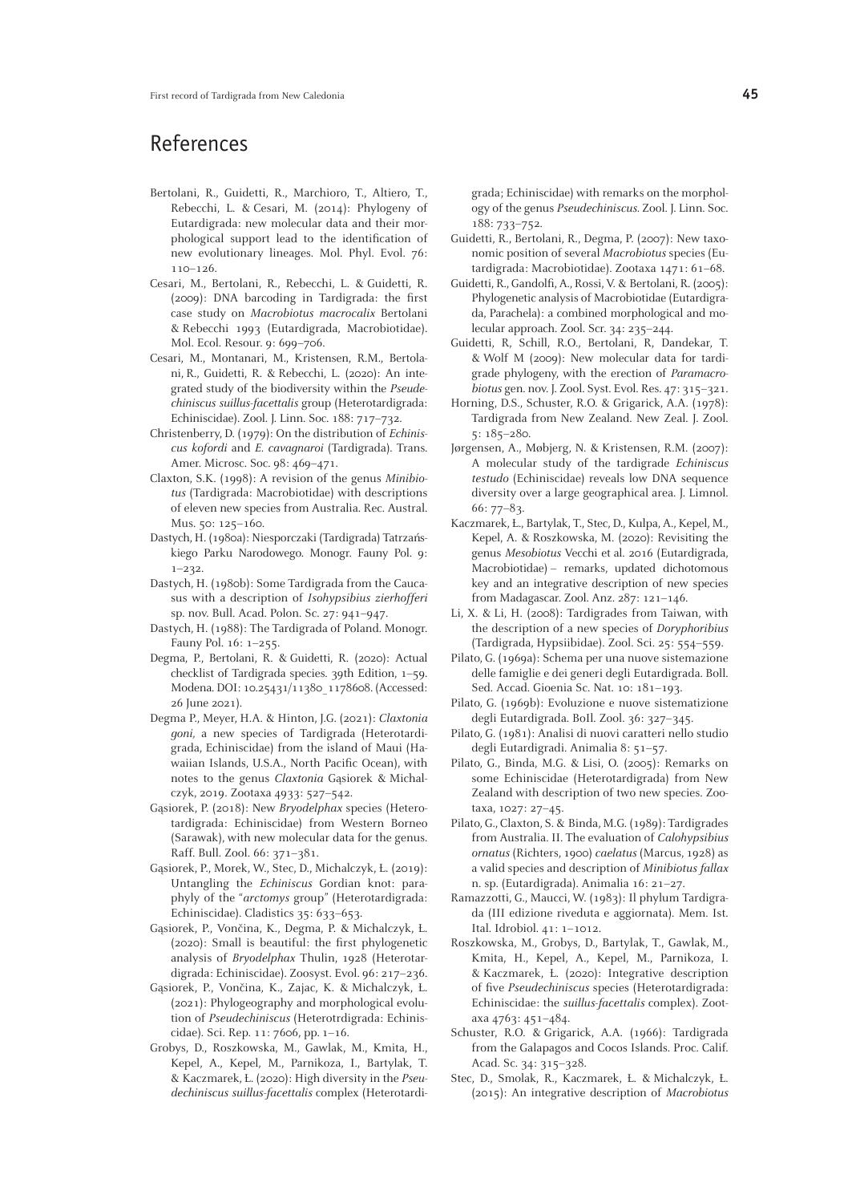## References

Bertolani, R., Guidetti, R., Marchioro, T., Altiero, T., Rebecchi, L. & Cesari, M. (2014): Phylogeny of Eutardigrada: new molecular data and their morphological support lead to the identification of new evolutionary lineages. Mol. Phyl. Evol. 76: 110–126.

Cesari, M., Bertolani, R., Rebecchi, L. & Guidetti, R. (2009): DNA barcoding in Tardigrada: the first case study on *Macrobiotus macrocalix* Bertolani & Rebecchi 1993 (Eutardigrada, Macrobiotidae). Mol. Ecol. Resour. 9: 699–706.

Cesari, M., Montanari, M., Kristensen, R.M., Bertolani, R., Guidetti, R. & Rebecchi, L. (2020): An integrated study of the biodiversity within the *Pseudechiniscus suillus-facettalis* group (Heterotardigrada: Echiniscidae). Zool. J. Linn. Soc. 188: 717–732.

Christenberry, D. (1979): On the distribution of *Echiniscus kofordi* and *E. cavagnaroi* (Tardigrada). Trans. Amer. Microsc. Soc. 98: 469–471.

Claxton, S.K. (1998): A revision of the genus *Minibiotus* (Tardigrada: Macrobiotidae) with descriptions of eleven new species from Australia. Rec. Austral. Mus. 50: 125–160.

Dastych, H. (1980a): Niesporczaki (Tardigrada) Tatrzańskiego Parku Narodowego. Monogr. Fauny Pol. 9: 1–232.

Dastych, H. (1980b): Some Tardigrada from the Caucasus with a description of *Isohypsibius zierhofferi* sp. nov. Bull. Acad. Polon. Sc. 27: 941–947.

Dastych, H. (1988): The Tardigrada of Poland. Monogr. Fauny Pol. 16: 1–255.

Degma, P., Bertolani, R. & Guidetti, R. (2020): Actual checklist of Tardigrada species. 39th Edition, 1–59. Modena. DOI: 10.25431/11380_1178608. (Accessed: 26 June 2021).

Degma P., Meyer, H.A. & Hinton, J.G. (2021): *Claxtonia goni*, a new species of Tardigrada (Heterotardigrada, Echiniscidae) from the island of Maui (Hawaiian Islands, U.S.A., North Pacific Ocean), with notes to the genus *Claxtonia* Gąsiorek & Michalczyk, 2019. Zootaxa 4933: 527–542.

Gąsiorek, P. (2018): New *Bryodelphax* species (Heterotardigrada: Echiniscidae) from Western Borneo (Sarawak), with new molecular data for the genus. Raff. Bull. Zool. 66: 371–381.

Gąsiorek, P., Morek, W., Stec, D., Michalczyk, Ł. (2019): Untangling the *Echiniscus* Gordian knot: paraphyly of the "*arctomys* group" (Heterotardigrada: Echiniscidae). Cladistics 35: 633–653.

Gąsiorek, P., Vončina, K., Degma, P. & Michalczyk, Ł. (2020): Small is beautiful: the first phylogenetic analysis of *Bryodelphax* Thulin, 1928 (Heterotardigrada: Echiniscidae). Zoosyst. Evol. 96: 217–236.

Gąsiorek, P., Vončina, K., Zajac, K. & Michalczyk, Ł. (2021): Phylogeography and morphological evolution of *Pseudechiniscus* (Heterotrdigrada: Echiniscidae). Sci. Rep. 11: 7606, pp. 1–16.

Grobys, D., Roszkowska, M., Gawlak, M., Kmita, H., Kepel, A., Kepel, M., Parnikoza, I., Bartylak, T. & Kaczmarek, Ł. (2020): High diversity in the *Pseudechiniscus suillus-facettalis* complex (Heterotardigrada; Echiniscidae) with remarks on the morphology of the genus *Pseudechiniscus*. Zool. J. Linn. Soc. 188: 733–752.

Guidetti, R., Bertolani, R., Degma, P. (2007): New taxonomic position of several *Macrobiotus* species (Eutardigrada: Macrobiotidae). Zootaxa 1471: 61–68.

Guidetti, R., Gandolfi, A., Rossi, V. & Bertolani, R. (2005): Phylogenetic analysis of Macrobiotidae (Eutardigrada, Parachela): a combined morphological and molecular approach. Zool. Scr. 34: 235–244.

Guidetti, R., Schill, R.O., Bertolani, R, Dandekar, T. & Wolf M (2009): New molecular data for tardigrade phylogeny, with the erection of *Paramacrobiotus* gen. nov. J. Zool. Syst. Evol. Res. 47: 315–321.

Horning, D.S., Schuster, R.O. & Grigarick, A.A. (1978): Tardigrada from New Zealand. New Zeal. J. Zool. 5: 185–280.

Jørgensen, A., Møbjerg, N. & Kristensen, R.M. (2007): A molecular study of the tardigrade *Echiniscus testudo* (Echiniscidae) reveals low DNA sequence diversity over a large geographical area. J. Limnol. 66: 77–83.

Kaczmarek, Ł., Bartylak, T., Stec, D., Kulpa, A., Kepel, M., Kepel, A. & Roszkowska, M. (2020): Revisiting the genus *Mesobiotus* Vecchi et al. 2016 (Eutardigrada, Macrobiotidae) – remarks, updated dichotomous key and an integrative description of new species from Madagascar. Zool. Anz. 287: 121–146.

Li, X. & Li, H. (2008): Tardigrades from Taiwan, with the description of a new species of *Doryphoribius* (Tardigrada, Hypsiibidae). Zool. Sci. 25: 554–559.

Pilato, G. (1969a): Schema per una nuove sistemazione delle famiglie e dei generi degli Eutardigrada. Boll. Sed. Accad. Gioenia Sc. Nat. 10: 181–193.

Pilato, G. (1969b): Evoluzione e nuove sistematizione degli Eutardigrada. Boll. Zool. 36: 327–345.

Pilato, G. (1981): Analisi di nuovi caratteri nello studio degli Eutardigradi. Animalia 8: 51–57.

Pilato, G., Binda, M.G. & Lisi, O. (2005): Remarks on some Echiniscidae (Heterotardigrada) from New Zealand with description of two new species. Zootaxa, 1027: 27–45.

Pilato, G., Claxton, S. & Binda, M.G. (1989): Tardigrades from Australia. II. The evaluation of *Calohypsibius ornatus* (Richters, 1900) *caelatus* (Marcus, 1928) as a valid species and description of *Minibiotus fallax* n. sp. (Eutardigrada). Animalia 16: 21–27.

Ramazzotti, G., Maucci, W. (1983): Il phylum Tardigrada (III edizione riveduta e aggiornata). Mem. Ist. Ital. Idrobiol. 41: 1–1012.

Roszkowska, M., Grobys, D., Bartylak, T., Gawlak, M., Kmita, H., Kepel, A., Kepel, M., Parnikoza, I. & Kaczmarek, Ł. (2020): Integrative description of five *Pseudechiniscus* species (Heterotardigrada: Echiniscidae: the *suillus-facettalis* complex). Zootaxa 4763: 451–484.

Schuster, R.O. & Grigarick, A.A. (1966): Tardigrada from the Galapagos and Cocos Islands. Proc. Calif. Acad. Sc. 34: 315–328.

Stec, D., Smolak, R., Kaczmarek, Ł. & Michalczyk, Ł. (2015): An integrative description of *Macrobiotus*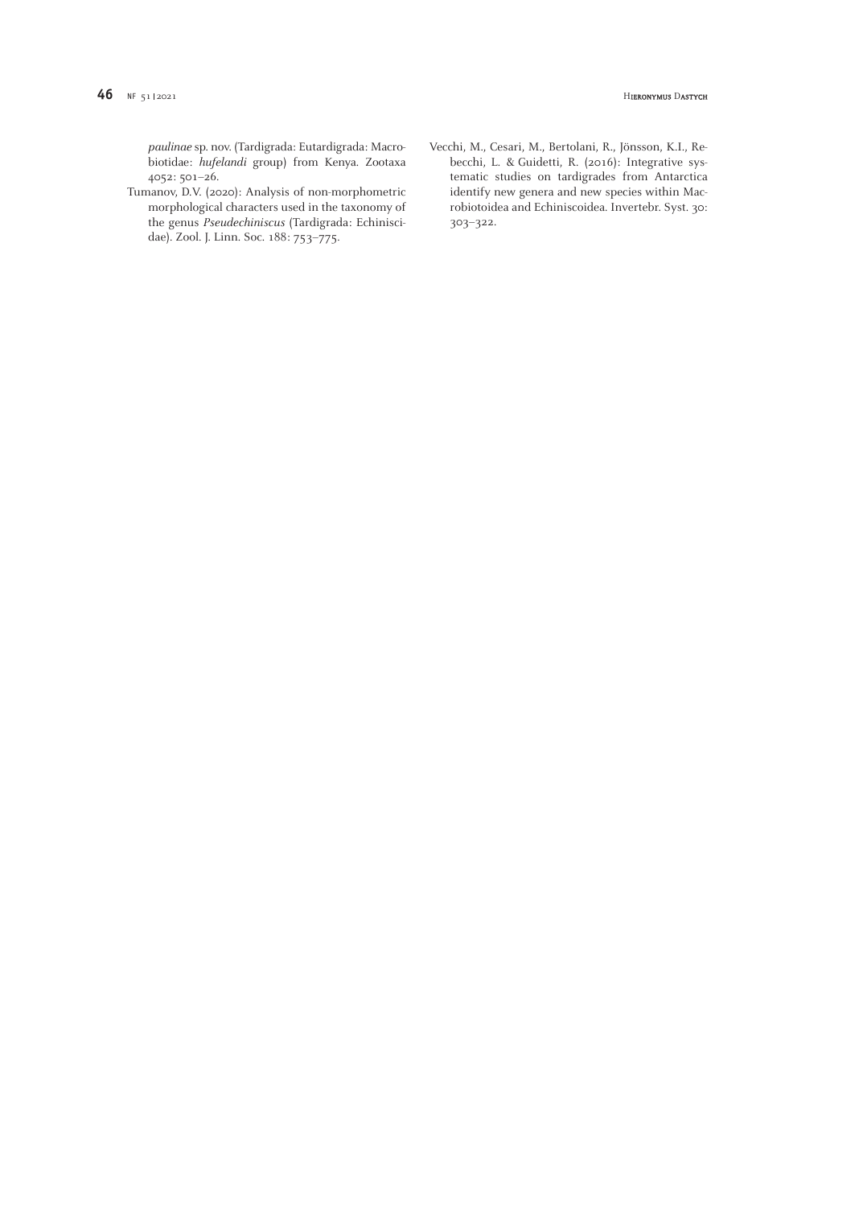*paulinae* sp. nov. (Tardigrada: Eutardigrada: Macrobiotidae: *hufelandi* group) from Kenya. Zootaxa 4052: 501–26.

Tumanov, D.V. (2020): Analysis of non-morphometric morphological characters used in the taxonomy of the genus *Pseudechiniscus* (Tardigrada: Echiniscidae). Zool. J. Linn. Soc. 188: 753–775.

Vecchi, M., Cesari, M., Bertolani, R., Jönsson, K.I., Rebecchi, L. & Guidetti, R. (2016): Integrative systematic studies on tardigrades from Antarctica identify new genera and new species within Macrobiotoidea and Echiniscoidea. Invertebr. Syst. 30: 303–322.